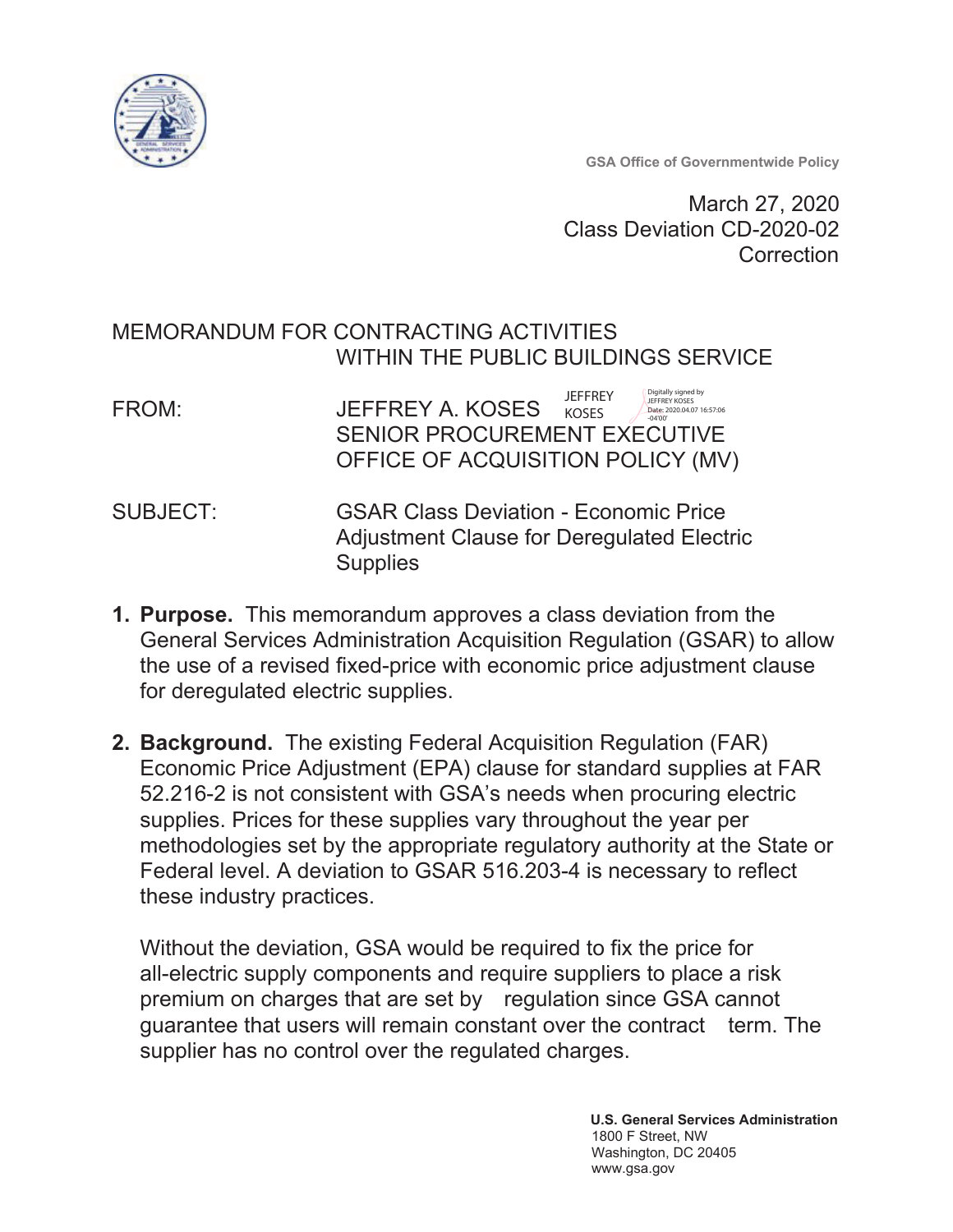GSA Office of Governmentwide Policy

March 27, 2020
Class Deviation CD-2020-02
Correction

MEMORANDUM FOR CONTRACTING ACTIVITIES
WITHIN THE PUBLIC BUILDINGS SERVICE

FROM: JEFFREY A. KOSES
SENIOR PROCUREMENT EXECUTIVE
OFFICE OF ACQUISITION POLICY (MV)

JEFFREY KOSES — Digitally signed by JEFFREY KOSES Date: 2020.04.07 16:57:06 -04'00'

SUBJECT: GSAR Class Deviation - Economic Price Adjustment Clause for Deregulated Electric Supplies

1. **Purpose.** This memorandum approves a class deviation from the General Services Administration Acquisition Regulation (GSAR) to allow the use of a revised fixed-price with economic price adjustment clause for deregulated electric supplies.

2. **Background.** The existing Federal Acquisition Regulation (FAR) Economic Price Adjustment (EPA) clause for standard supplies at FAR 52.216-2 is not consistent with GSA's needs when procuring electric supplies. Prices for these supplies vary throughout the year per methodologies set by the appropriate regulatory authority at the State or Federal level. A deviation to GSAR 516.203-4 is necessary to reflect these industry practices.

   Without the deviation, GSA would be required to fix the price for all-electric supply components and require suppliers to place a risk premium on charges that are set by regulation since GSA cannot guarantee that users will remain constant over the contract term. The supplier has no control over the regulated charges.

U.S. General Services Administration
1800 F Street, NW
Washington, DC 20405
www.gsa.gov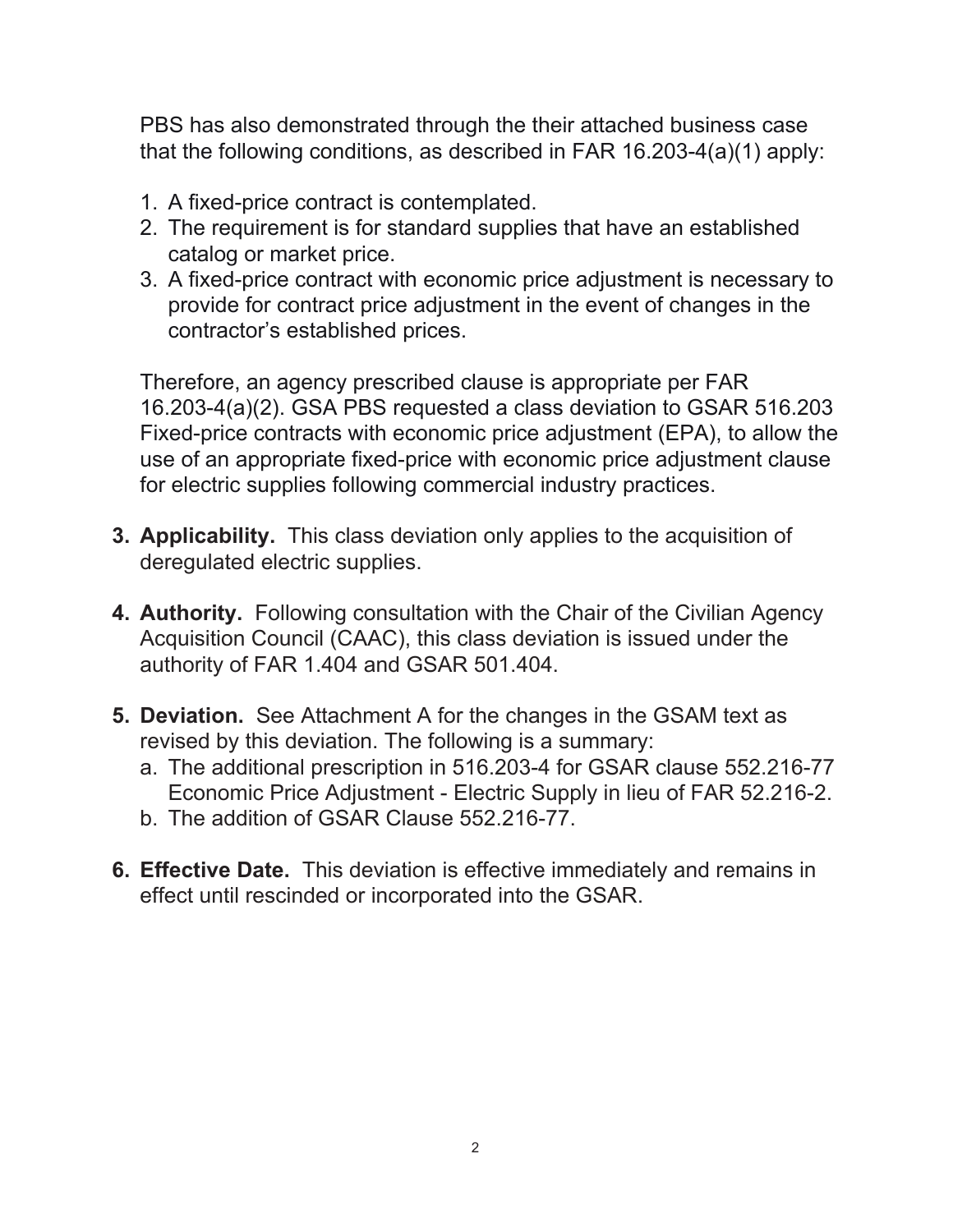PBS has also demonstrated through the their attached business case that the following conditions, as described in FAR 16.203-4(a)(1) apply:

1. A fixed-price contract is contemplated.
2. The requirement is for standard supplies that have an established catalog or market price.
3. A fixed-price contract with economic price adjustment is necessary to provide for contract price adjustment in the event of changes in the contractor's established prices.

Therefore, an agency prescribed clause is appropriate per FAR 16.203-4(a)(2). GSA PBS requested a class deviation to GSAR 516.203 Fixed-price contracts with economic price adjustment (EPA), to allow the use of an appropriate fixed-price with economic price adjustment clause for electric supplies following commercial industry practices.

3. **Applicability.** This class deviation only applies to the acquisition of deregulated electric supplies.

4. **Authority.** Following consultation with the Chair of the Civilian Agency Acquisition Council (CAAC), this class deviation is issued under the authority of FAR 1.404 and GSAR 501.404.

5. **Deviation.** See Attachment A for the changes in the GSAM text as revised by this deviation. The following is a summary:
   a. The additional prescription in 516.203-4 for GSAR clause 552.216-77 Economic Price Adjustment - Electric Supply in lieu of FAR 52.216-2.
   b. The addition of GSAR Clause 552.216-77.

6. **Effective Date.** This deviation is effective immediately and remains in effect until rescinded or incorporated into the GSAR.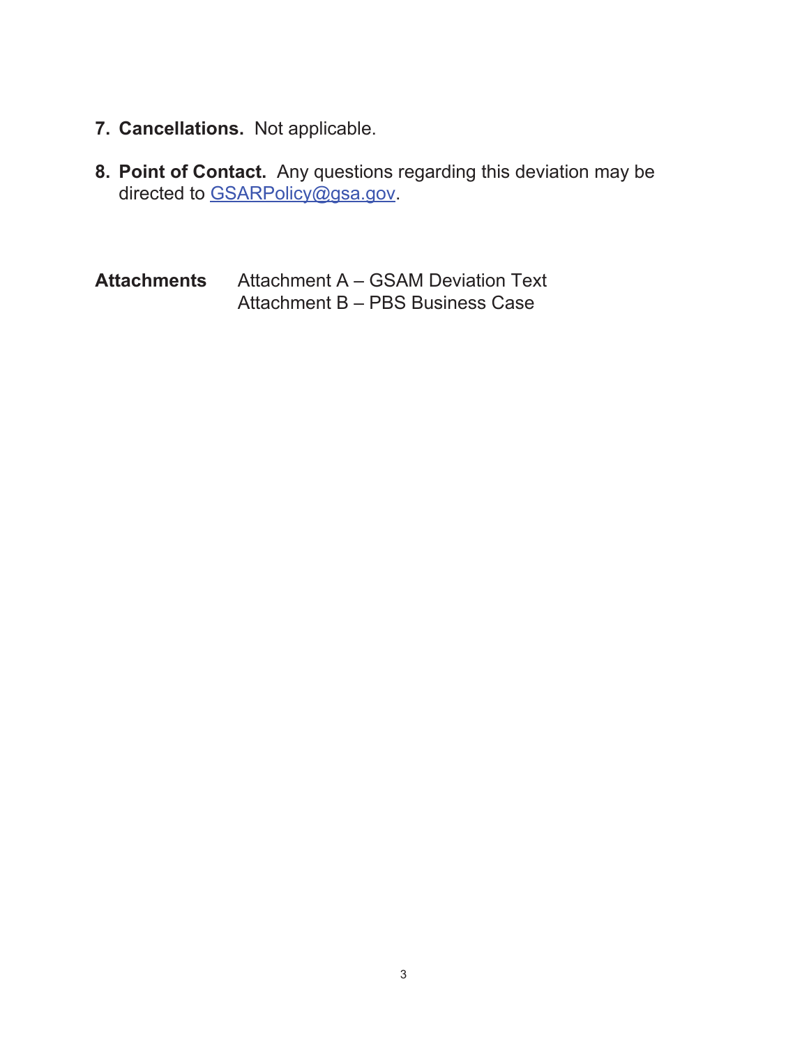7. **Cancellations.** Not applicable.

8. **Point of Contact.** Any questions regarding this deviation may be directed to GSARPolicy@gsa.gov.

**Attachments** Attachment A – GSAM Deviation Text
Attachment B – PBS Business Case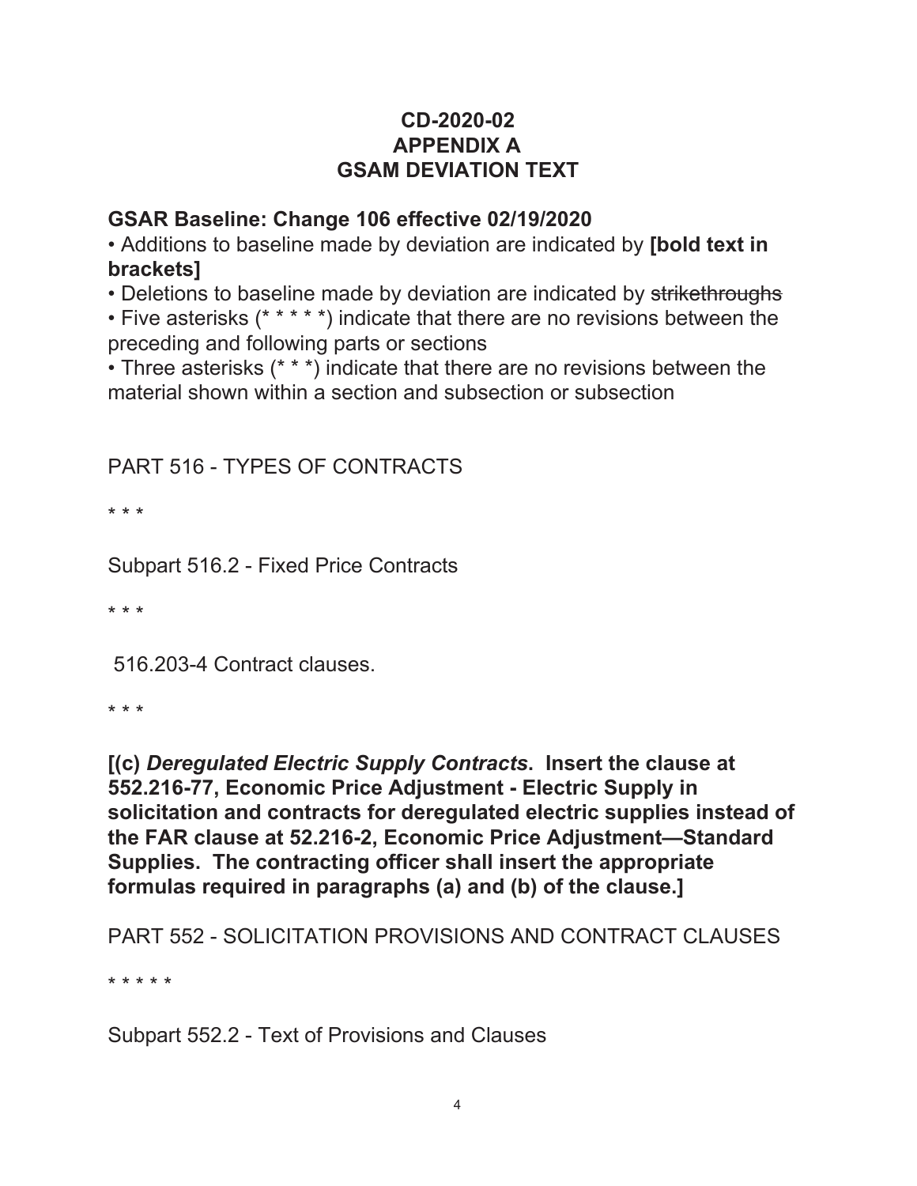# CD-2020-02
# APPENDIX A
# GSAM DEVIATION TEXT

## GSAR Baseline: Change 106 effective 02/19/2020

- Additions to baseline made by deviation are indicated by **[bold text in brackets]**
- Deletions to baseline made by deviation are indicated by ~~strikethroughs~~
- Five asterisks (* * * * *) indicate that there are no revisions between the preceding and following parts or sections
- Three asterisks (* * *) indicate that there are no revisions between the material shown within a section and subsection or subsection

PART 516 - TYPES OF CONTRACTS

* * *

Subpart 516.2 - Fixed Price Contracts

* * *

516.203-4 Contract clauses.

* * *

**[(c) *Deregulated Electric Supply Contracts*. Insert the clause at 552.216-77, Economic Price Adjustment - Electric Supply in solicitation and contracts for deregulated electric supplies instead of the FAR clause at 52.216-2, Economic Price Adjustment—Standard Supplies. The contracting officer shall insert the appropriate formulas required in paragraphs (a) and (b) of the clause.]**

PART 552 - SOLICITATION PROVISIONS AND CONTRACT CLAUSES

* * * * *

Subpart 552.2 - Text of Provisions and Clauses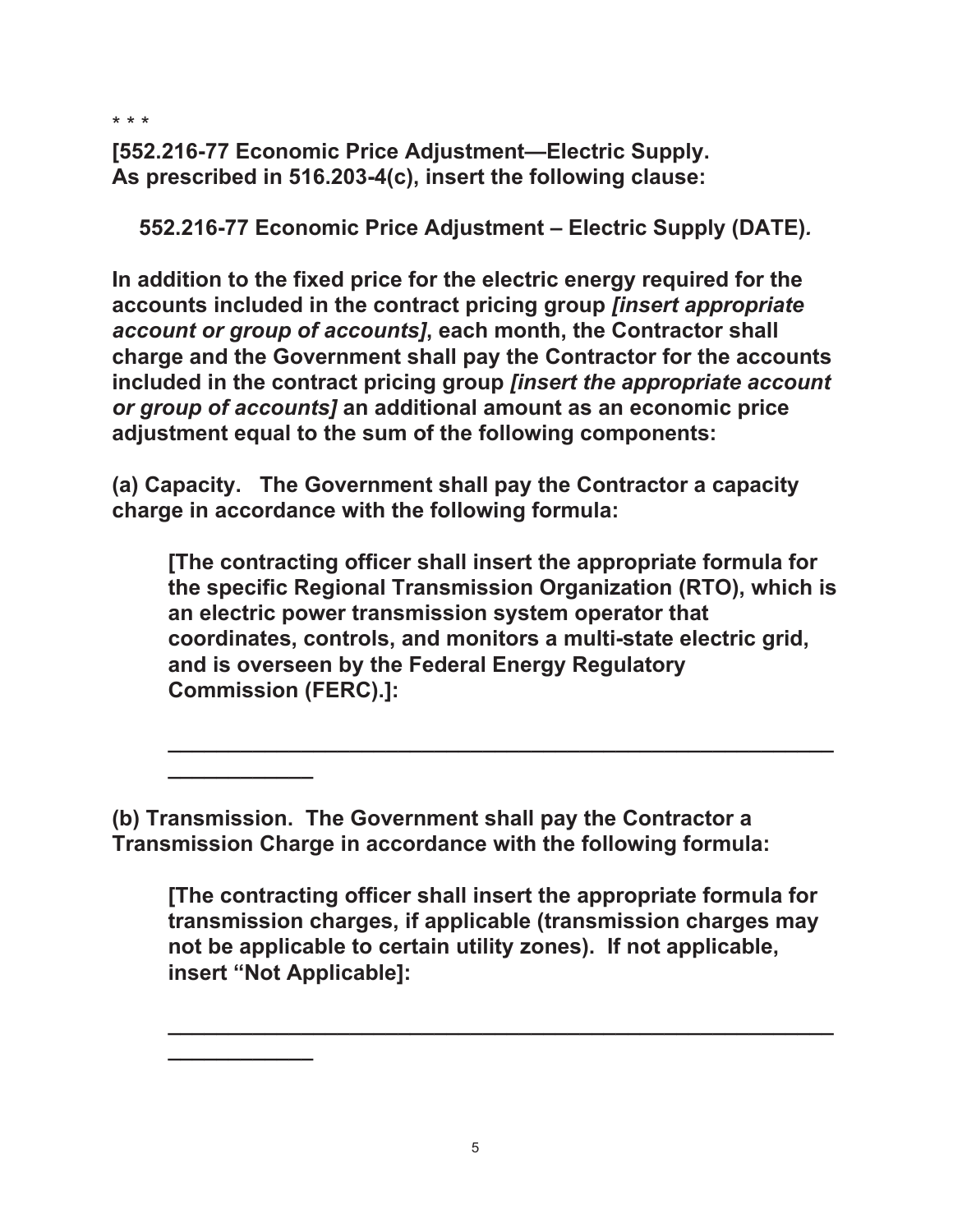\* \* \*

**[552.216-77 Economic Price Adjustment—Electric Supply.**
**As prescribed in 516.203-4(c), insert the following clause:**

**552.216-77 Economic Price Adjustment – Electric Supply (DATE)*.***

**In addition to the fixed price for the electric energy required for the accounts included in the contract pricing group *[insert appropriate account or group of accounts]*, each month, the Contractor shall charge and the Government shall pay the Contractor for the accounts included in the contract pricing group *[insert the appropriate account or group of accounts]* an additional amount as an economic price adjustment equal to the sum of the following components:**

**(a) Capacity. The Government shall pay the Contractor a capacity charge in accordance with the following formula:**

> **[The contracting officer shall insert the appropriate formula for the specific Regional Transmission Organization (RTO), which is an electric power transmission system operator that coordinates, controls, and monitors a multi-state electric grid, and is overseen by the Federal Energy Regulatory Commission (FERC).]:**
>
> ______________________________________________________________
> ____________

**(b) Transmission. The Government shall pay the Contractor a Transmission Charge in accordance with the following formula:**

> **[The contracting officer shall insert the appropriate formula for transmission charges, if applicable (transmission charges may not be applicable to certain utility zones). If not applicable, insert "Not Applicable]:**
>
> ______________________________________________________________
> ____________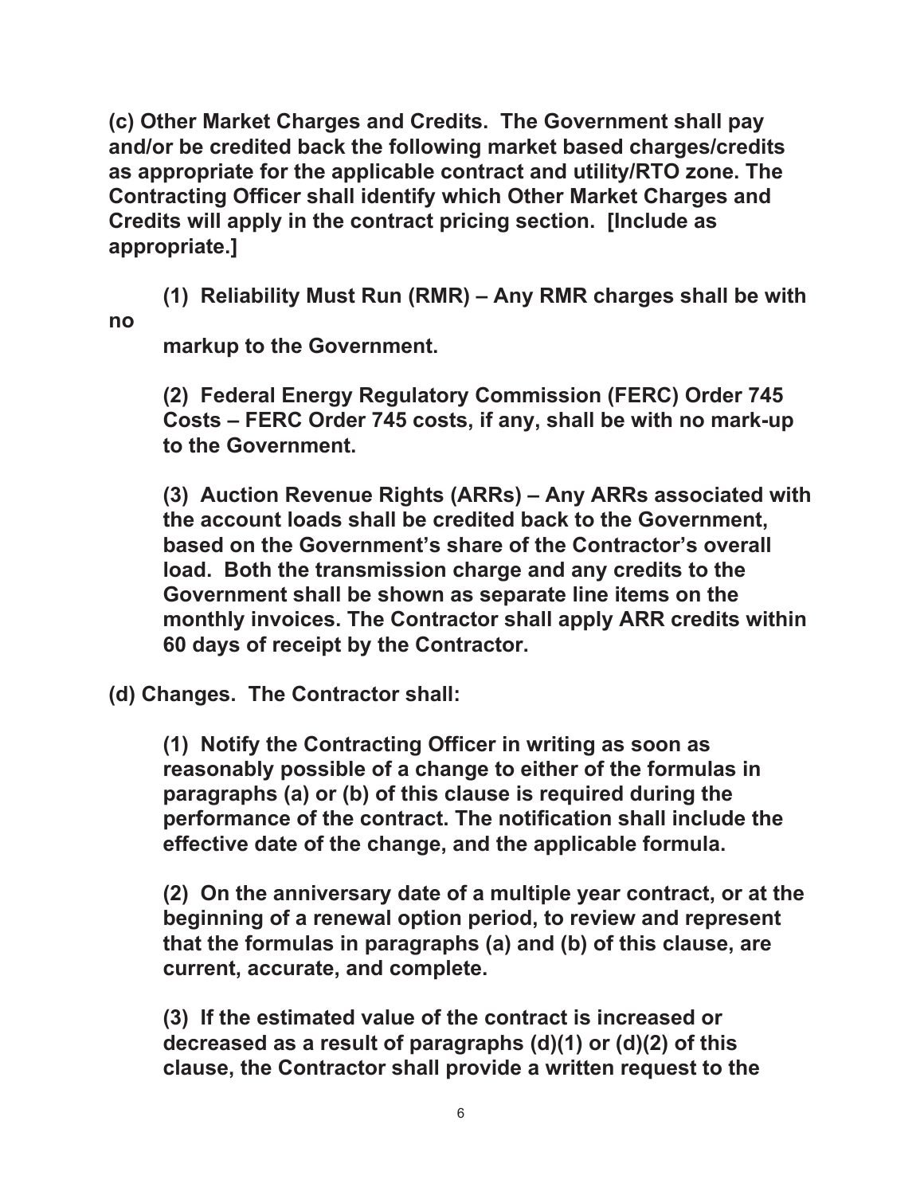**(c) Other Market Charges and Credits. The Government shall pay and/or be credited back the following market based charges/credits as appropriate for the applicable contract and utility/RTO zone. The Contracting Officer shall identify which Other Market Charges and Credits will apply in the contract pricing section. [Include as appropriate.]**

**(1) Reliability Must Run (RMR) – Any RMR charges shall be with no markup to the Government.**

**(2) Federal Energy Regulatory Commission (FERC) Order 745 Costs – FERC Order 745 costs, if any, shall be with no mark-up to the Government.**

**(3) Auction Revenue Rights (ARRs) – Any ARRs associated with the account loads shall be credited back to the Government, based on the Government's share of the Contractor's overall load. Both the transmission charge and any credits to the Government shall be shown as separate line items on the monthly invoices. The Contractor shall apply ARR credits within 60 days of receipt by the Contractor.**

**(d) Changes. The Contractor shall:**

**(1) Notify the Contracting Officer in writing as soon as reasonably possible of a change to either of the formulas in paragraphs (a) or (b) of this clause is required during the performance of the contract. The notification shall include the effective date of the change, and the applicable formula.**

**(2) On the anniversary date of a multiple year contract, or at the beginning of a renewal option period, to review and represent that the formulas in paragraphs (a) and (b) of this clause, are current, accurate, and complete.**

**(3) If the estimated value of the contract is increased or decreased as a result of paragraphs (d)(1) or (d)(2) of this clause, the Contractor shall provide a written request to the**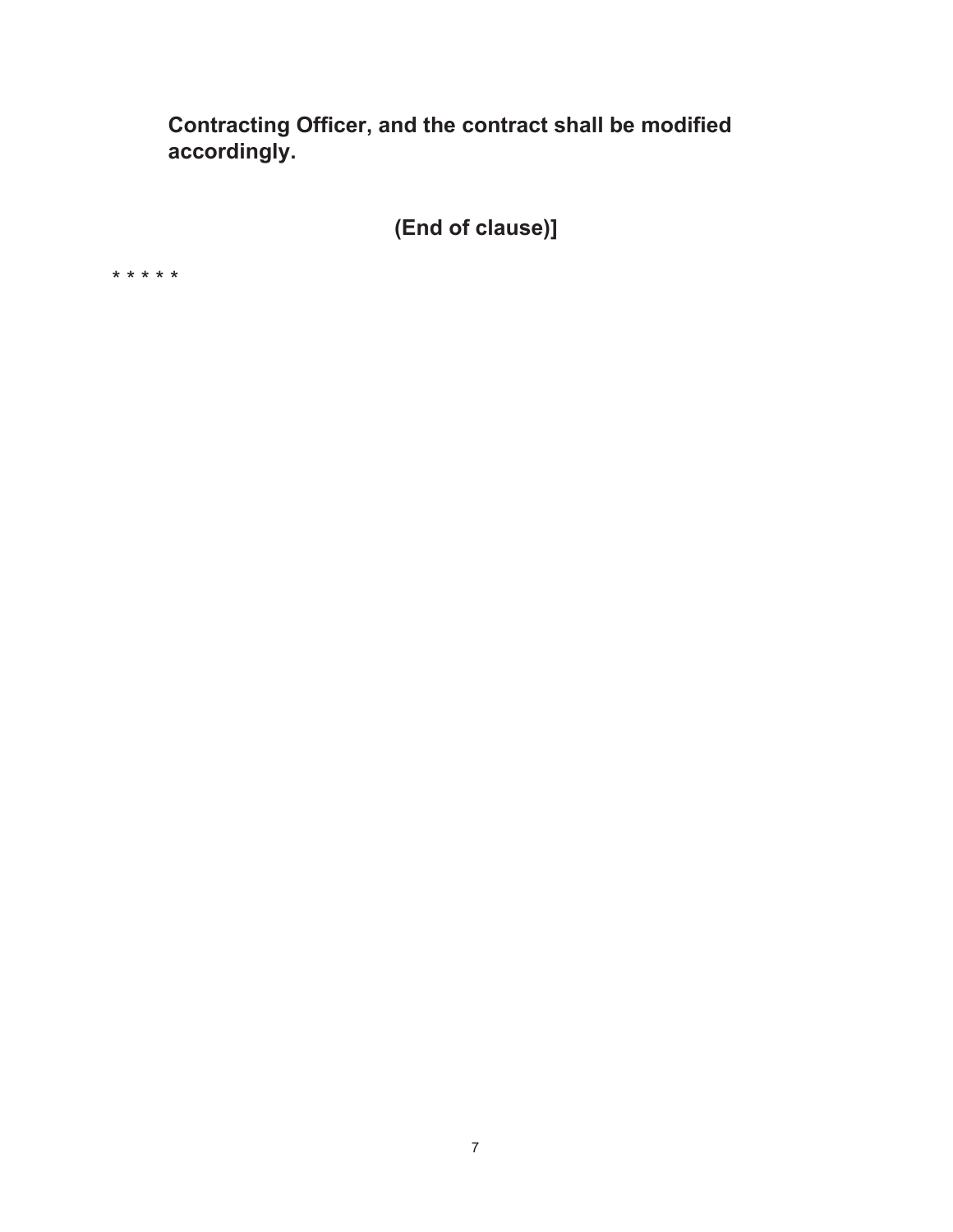**Contracting Officer, and the contract shall be modified accordingly.**

**(End of clause)]**

* * * * *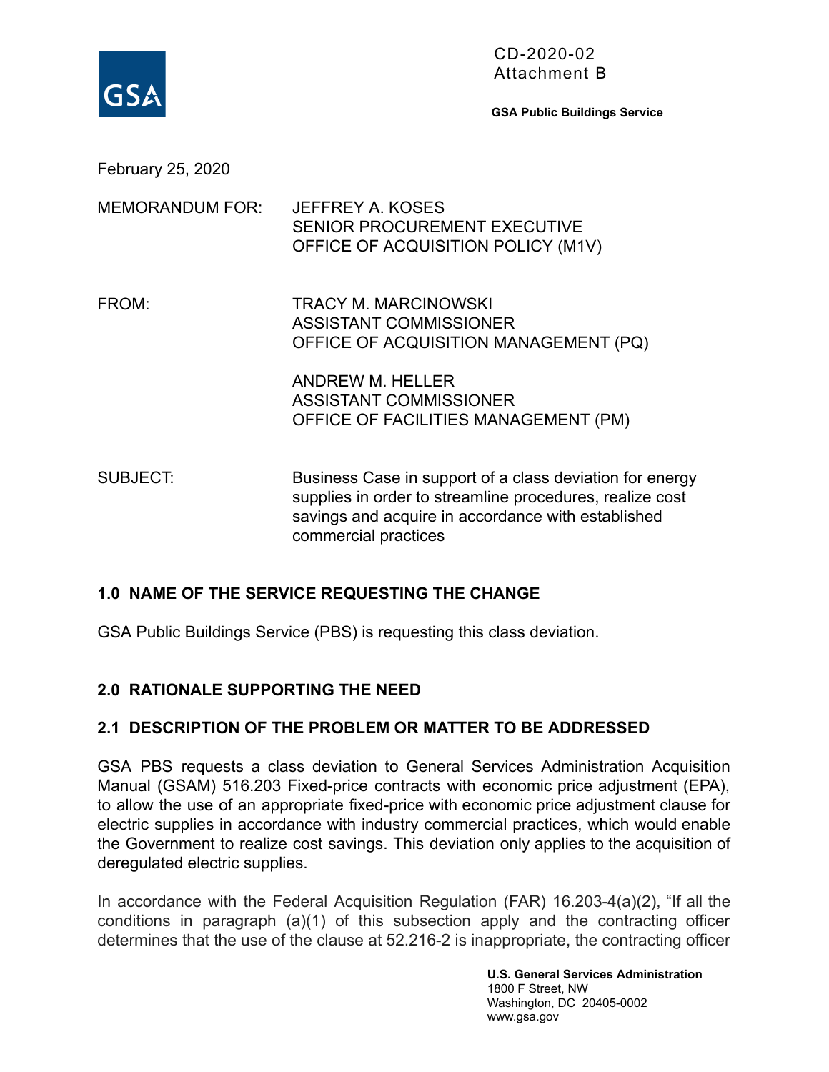CD-2020-02
Attachment B

**GSA Public Buildings Service**

February 25, 2020

MEMORANDUM FOR: JEFFREY A. KOSES
SENIOR PROCUREMENT EXECUTIVE
OFFICE OF ACQUISITION POLICY (M1V)

FROM: TRACY M. MARCINOWSKI
ASSISTANT COMMISSIONER
OFFICE OF ACQUISITION MANAGEMENT (PQ)

ANDREW M. HELLER
ASSISTANT COMMISSIONER
OFFICE OF FACILITIES MANAGEMENT (PM)

SUBJECT: Business Case in support of a class deviation for energy supplies in order to streamline procedures, realize cost savings and acquire in accordance with established commercial practices

## 1.0 NAME OF THE SERVICE REQUESTING THE CHANGE

GSA Public Buildings Service (PBS) is requesting this class deviation.

## 2.0 RATIONALE SUPPORTING THE NEED

### 2.1 DESCRIPTION OF THE PROBLEM OR MATTER TO BE ADDRESSED

GSA PBS requests a class deviation to General Services Administration Acquisition Manual (GSAM) 516.203 Fixed-price contracts with economic price adjustment (EPA), to allow the use of an appropriate fixed-price with economic price adjustment clause for electric supplies in accordance with industry commercial practices, which would enable the Government to realize cost savings. This deviation only applies to the acquisition of deregulated electric supplies.

In accordance with the Federal Acquisition Regulation (FAR) 16.203-4(a)(2), "If all the conditions in paragraph (a)(1) of this subsection apply and the contracting officer determines that the use of the clause at 52.216-2 is inappropriate, the contracting officer

**U.S. General Services Administration**
1800 F Street, NW
Washington, DC 20405-0002
www.gsa.gov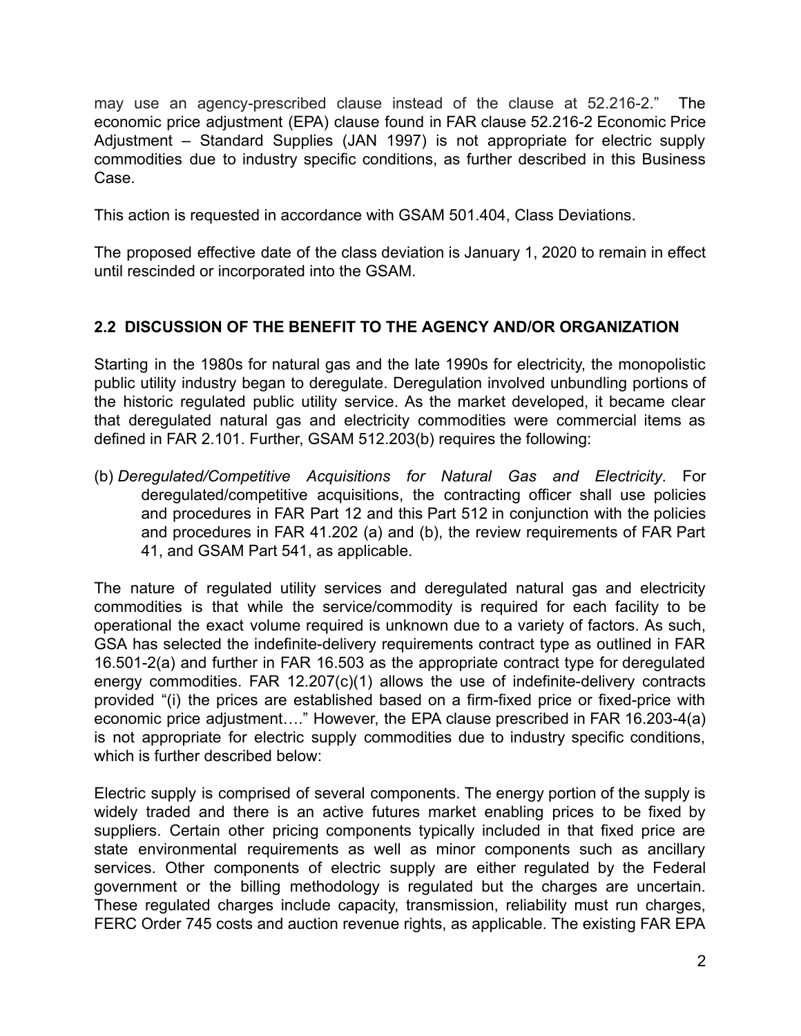may use an agency-prescribed clause instead of the clause at 52.216-2." The economic price adjustment (EPA) clause found in FAR clause 52.216-2 Economic Price Adjustment – Standard Supplies (JAN 1997) is not appropriate for electric supply commodities due to industry specific conditions, as further described in this Business Case.

This action is requested in accordance with GSAM 501.404, Class Deviations.

The proposed effective date of the class deviation is January 1, 2020 to remain in effect until rescinded or incorporated into the GSAM.

## 2.2 DISCUSSION OF THE BENEFIT TO THE AGENCY AND/OR ORGANIZATION

Starting in the 1980s for natural gas and the late 1990s for electricity, the monopolistic public utility industry began to deregulate. Deregulation involved unbundling portions of the historic regulated public utility service. As the market developed, it became clear that deregulated natural gas and electricity commodities were commercial items as defined in FAR 2.101. Further, GSAM 512.203(b) requires the following:

(b) *Deregulated/Competitive Acquisitions for Natural Gas and Electricity*. For deregulated/competitive acquisitions, the contracting officer shall use policies and procedures in FAR Part 12 and this Part 512 in conjunction with the policies and procedures in FAR 41.202 (a) and (b), the review requirements of FAR Part 41, and GSAM Part 541, as applicable.

The nature of regulated utility services and deregulated natural gas and electricity commodities is that while the service/commodity is required for each facility to be operational the exact volume required is unknown due to a variety of factors. As such, GSA has selected the indefinite-delivery requirements contract type as outlined in FAR 16.501-2(a) and further in FAR 16.503 as the appropriate contract type for deregulated energy commodities. FAR 12.207(c)(1) allows the use of indefinite-delivery contracts provided "(i) the prices are established based on a firm-fixed price or fixed-price with economic price adjustment…." However, the EPA clause prescribed in FAR 16.203-4(a) is not appropriate for electric supply commodities due to industry specific conditions, which is further described below:

Electric supply is comprised of several components. The energy portion of the supply is widely traded and there is an active futures market enabling prices to be fixed by suppliers. Certain other pricing components typically included in that fixed price are state environmental requirements as well as minor components such as ancillary services. Other components of electric supply are either regulated by the Federal government or the billing methodology is regulated but the charges are uncertain. These regulated charges include capacity, transmission, reliability must run charges, FERC Order 745 costs and auction revenue rights, as applicable. The existing FAR EPA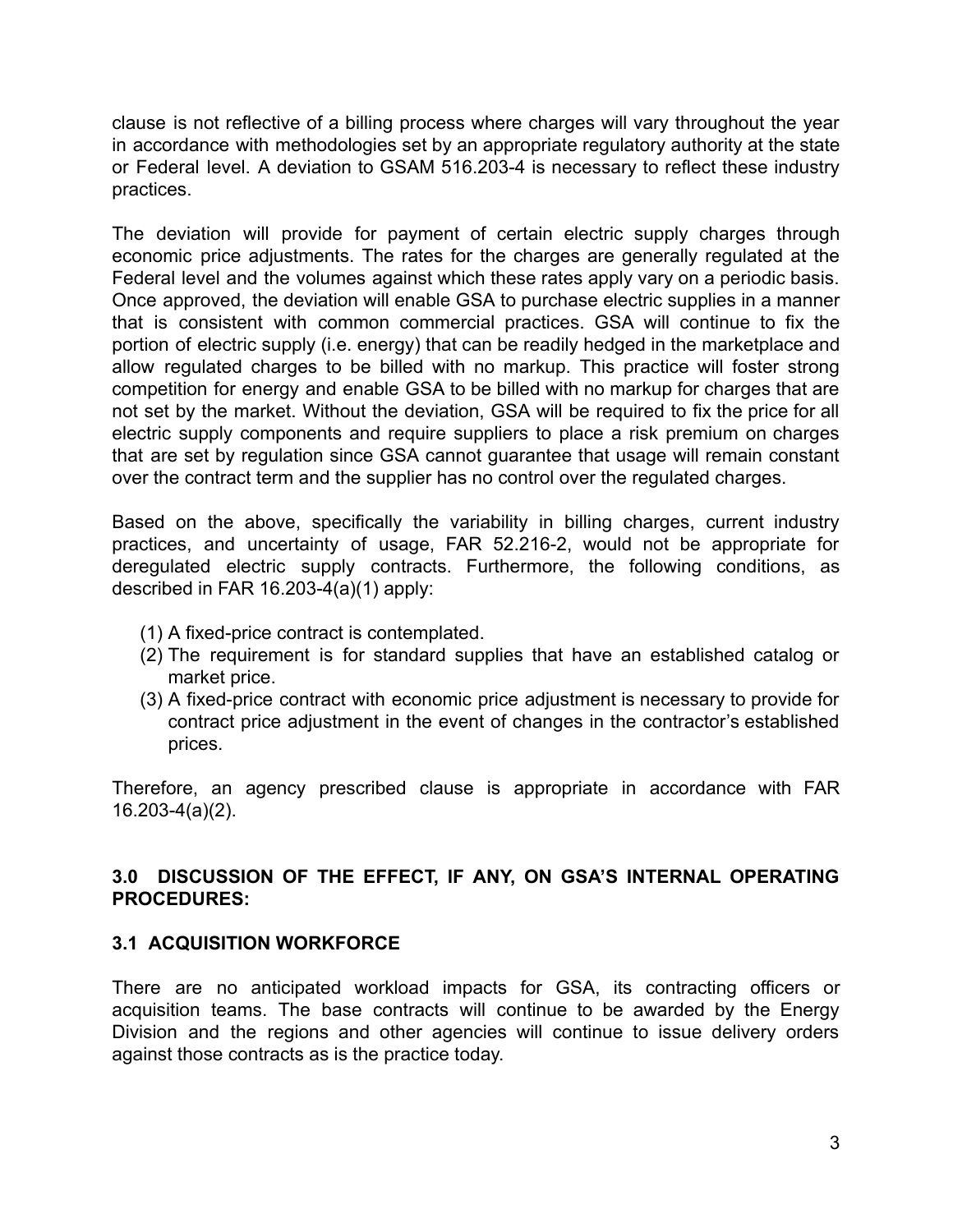clause is not reflective of a billing process where charges will vary throughout the year in accordance with methodologies set by an appropriate regulatory authority at the state or Federal level. A deviation to GSAM 516.203-4 is necessary to reflect these industry practices.

The deviation will provide for payment of certain electric supply charges through economic price adjustments. The rates for the charges are generally regulated at the Federal level and the volumes against which these rates apply vary on a periodic basis. Once approved, the deviation will enable GSA to purchase electric supplies in a manner that is consistent with common commercial practices. GSA will continue to fix the portion of electric supply (i.e. energy) that can be readily hedged in the marketplace and allow regulated charges to be billed with no markup. This practice will foster strong competition for energy and enable GSA to be billed with no markup for charges that are not set by the market. Without the deviation, GSA will be required to fix the price for all electric supply components and require suppliers to place a risk premium on charges that are set by regulation since GSA cannot guarantee that usage will remain constant over the contract term and the supplier has no control over the regulated charges.

Based on the above, specifically the variability in billing charges, current industry practices, and uncertainty of usage, FAR 52.216-2, would not be appropriate for deregulated electric supply contracts. Furthermore, the following conditions, as described in FAR 16.203-4(a)(1) apply:

(1) A fixed-price contract is contemplated.
(2) The requirement is for standard supplies that have an established catalog or market price.
(3) A fixed-price contract with economic price adjustment is necessary to provide for contract price adjustment in the event of changes in the contractor's established prices.

Therefore, an agency prescribed clause is appropriate in accordance with FAR 16.203-4(a)(2).

## 3.0 DISCUSSION OF THE EFFECT, IF ANY, ON GSA'S INTERNAL OPERATING PROCEDURES:

### 3.1 ACQUISITION WORKFORCE

There are no anticipated workload impacts for GSA, its contracting officers or acquisition teams. The base contracts will continue to be awarded by the Energy Division and the regions and other agencies will continue to issue delivery orders against those contracts as is the practice today.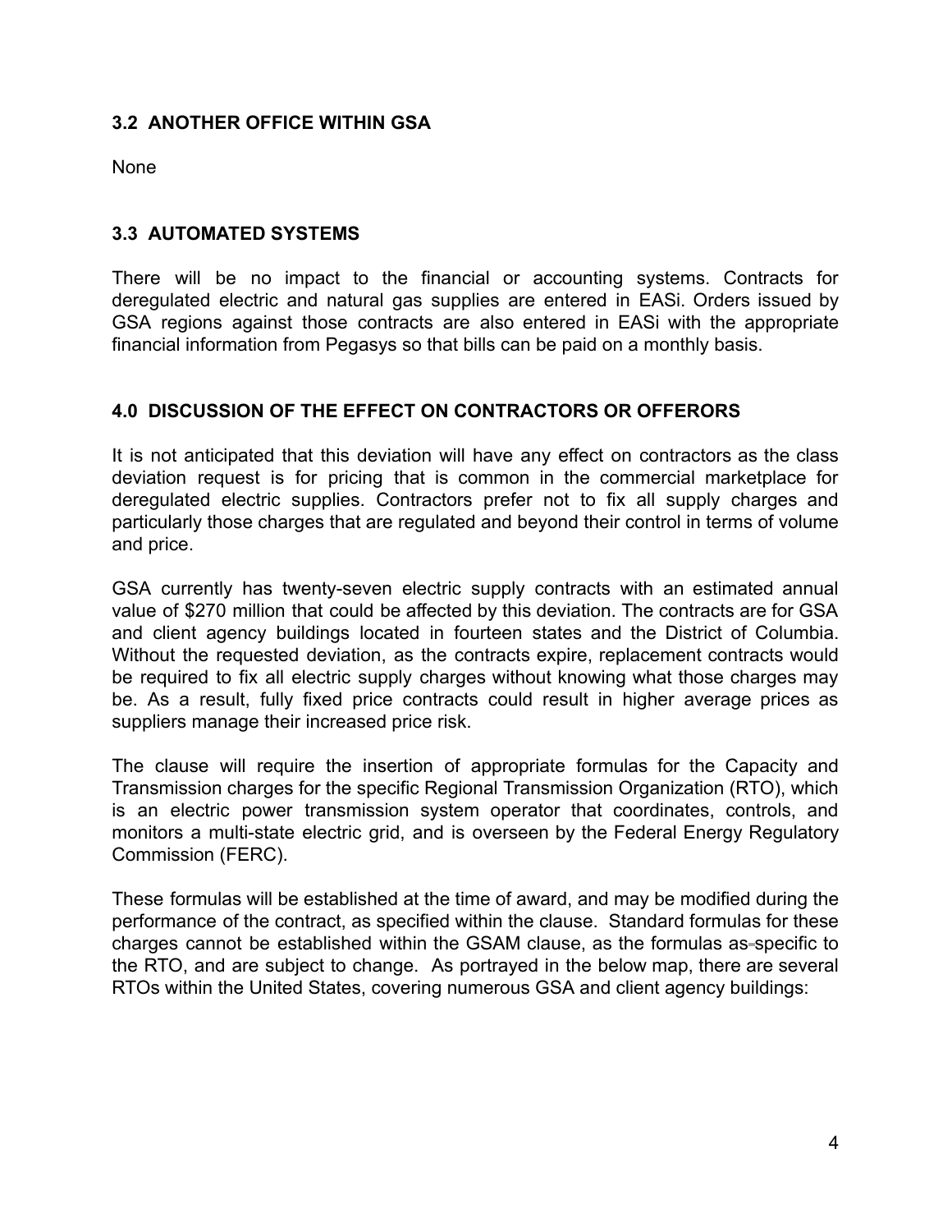### 3.2 ANOTHER OFFICE WITHIN GSA

None

### 3.3 AUTOMATED SYSTEMS

There will be no impact to the financial or accounting systems. Contracts for deregulated electric and natural gas supplies are entered in EASi. Orders issued by GSA regions against those contracts are also entered in EASi with the appropriate financial information from Pegasys so that bills can be paid on a monthly basis.

## 4.0 DISCUSSION OF THE EFFECT ON CONTRACTORS OR OFFERORS

It is not anticipated that this deviation will have any effect on contractors as the class deviation request is for pricing that is common in the commercial marketplace for deregulated electric supplies. Contractors prefer not to fix all supply charges and particularly those charges that are regulated and beyond their control in terms of volume and price.

GSA currently has twenty-seven electric supply contracts with an estimated annual value of $270 million that could be affected by this deviation. The contracts are for GSA and client agency buildings located in fourteen states and the District of Columbia. Without the requested deviation, as the contracts expire, replacement contracts would be required to fix all electric supply charges without knowing what those charges may be. As a result, fully fixed price contracts could result in higher average prices as suppliers manage their increased price risk.

The clause will require the insertion of appropriate formulas for the Capacity and Transmission charges for the specific Regional Transmission Organization (RTO), which is an electric power transmission system operator that coordinates, controls, and monitors a multi-state electric grid, and is overseen by the Federal Energy Regulatory Commission (FERC).

These formulas will be established at the time of award, and may be modified during the performance of the contract, as specified within the clause. Standard formulas for these charges cannot be established within the GSAM clause, as the formulas as specific to the RTO, and are subject to change. As portrayed in the below map, there are several RTOs within the United States, covering numerous GSA and client agency buildings: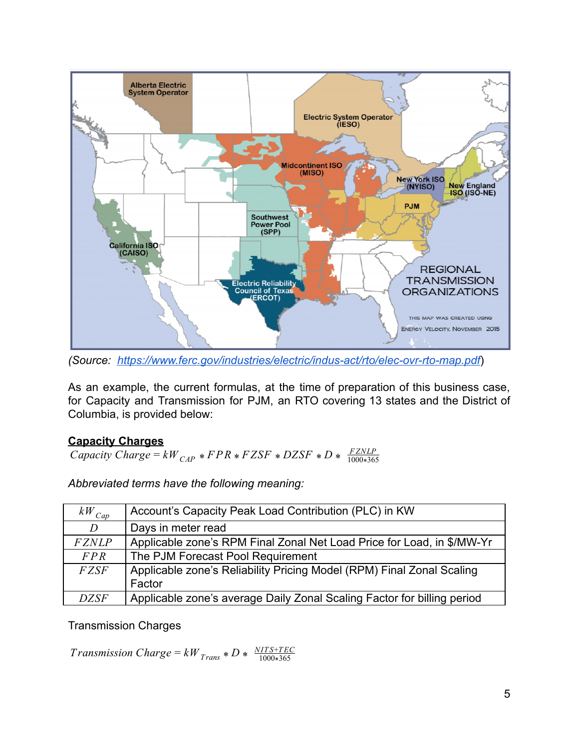(Source: [https://www.ferc.gov/industries/electric/indus-act/rto/elec-ovr-rto-map.pdf](https://www.ferc.gov/industries/electric/indus-act/rto/elec-ovr-rto-map.pdf))

As an example, the current formulas, at the time of preparation of this business case, for Capacity and Transmission for PJM, an RTO covering 13 states and the District of Columbia, is provided below:

**Capacity Charges**

$$Capacity\ Charge = kW_{CAP} * FPR * FZSF * DZSF * D * \frac{FZNLP}{1000*365}$$

*Abbreviated terms have the following meaning:*

| | |
|---|---|
| $kW_{Cap}$ | Account's Capacity Peak Load Contribution (PLC) in KW |
| $D$ | Days in meter read |
| $FZNLP$ | Applicable zone's RPM Final Zonal Net Load Price for Load, in $/MW-Yr |
| $FPR$ | The PJM Forecast Pool Requirement |
| $FZSF$ | Applicable zone's Reliability Pricing Model (RPM) Final Zonal Scaling Factor |
| $DZSF$ | Applicable zone's average Daily Zonal Scaling Factor for billing period |

Transmission Charges

$$Transmission\ Charge = kW_{Trans} * D * \frac{NITS+TEC}{1000*365}$$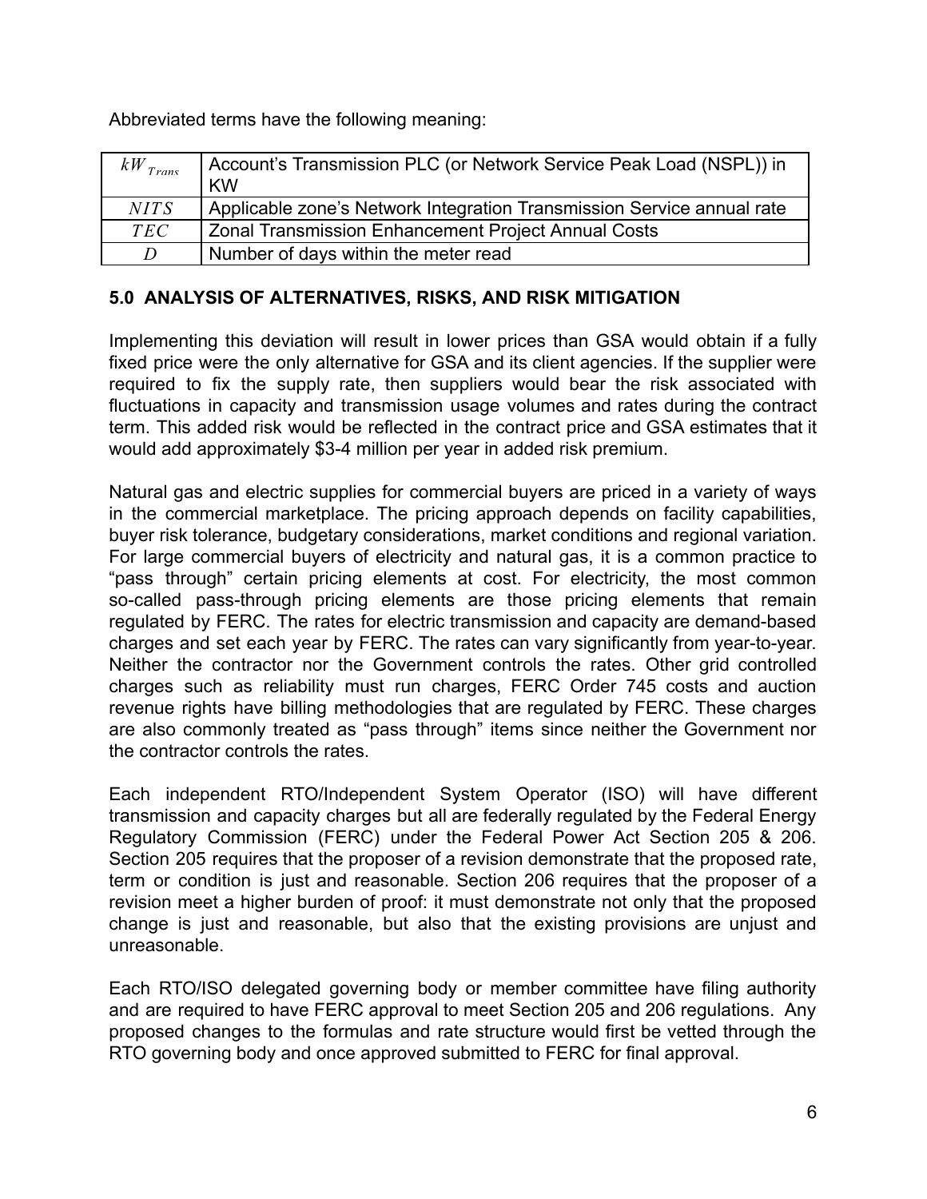Abbreviated terms have the following meaning:

| | |
|---|---|
| $kW_{Trans}$ | Account's Transmission PLC (or Network Service Peak Load (NSPL)) in KW |
| $NITS$ | Applicable zone's Network Integration Transmission Service annual rate |
| $TEC$ | Zonal Transmission Enhancement Project Annual Costs |
| $D$ | Number of days within the meter read |

## 5.0 ANALYSIS OF ALTERNATIVES, RISKS, AND RISK MITIGATION

Implementing this deviation will result in lower prices than GSA would obtain if a fully fixed price were the only alternative for GSA and its client agencies. If the supplier were required to fix the supply rate, then suppliers would bear the risk associated with fluctuations in capacity and transmission usage volumes and rates during the contract term. This added risk would be reflected in the contract price and GSA estimates that it would add approximately $3-4 million per year in added risk premium.

Natural gas and electric supplies for commercial buyers are priced in a variety of ways in the commercial marketplace. The pricing approach depends on facility capabilities, buyer risk tolerance, budgetary considerations, market conditions and regional variation. For large commercial buyers of electricity and natural gas, it is a common practice to "pass through" certain pricing elements at cost. For electricity, the most common so-called pass-through pricing elements are those pricing elements that remain regulated by FERC. The rates for electric transmission and capacity are demand-based charges and set each year by FERC. The rates can vary significantly from year-to-year. Neither the contractor nor the Government controls the rates. Other grid controlled charges such as reliability must run charges, FERC Order 745 costs and auction revenue rights have billing methodologies that are regulated by FERC. These charges are also commonly treated as "pass through" items since neither the Government nor the contractor controls the rates.

Each independent RTO/Independent System Operator (ISO) will have different transmission and capacity charges but all are federally regulated by the Federal Energy Regulatory Commission (FERC) under the Federal Power Act Section 205 & 206. Section 205 requires that the proposer of a revision demonstrate that the proposed rate, term or condition is just and reasonable. Section 206 requires that the proposer of a revision meet a higher burden of proof: it must demonstrate not only that the proposed change is just and reasonable, but also that the existing provisions are unjust and unreasonable.

Each RTO/ISO delegated governing body or member committee have filing authority and are required to have FERC approval to meet Section 205 and 206 regulations. Any proposed changes to the formulas and rate structure would first be vetted through the RTO governing body and once approved submitted to FERC for final approval.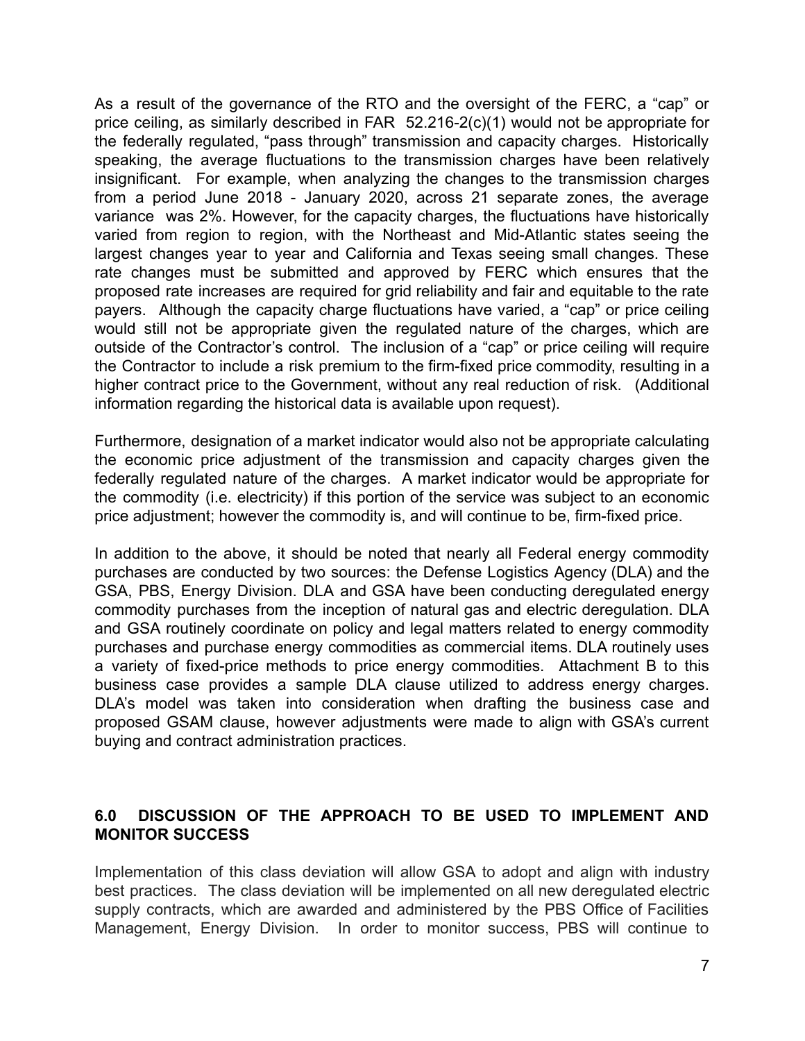As a result of the governance of the RTO and the oversight of the FERC, a “cap” or price ceiling, as similarly described in FAR 52.216-2(c)(1) would not be appropriate for the federally regulated, “pass through” transmission and capacity charges. Historically speaking, the average fluctuations to the transmission charges have been relatively insignificant. For example, when analyzing the changes to the transmission charges from a period June 2018 - January 2020, across 21 separate zones, the average variance was 2%. However, for the capacity charges, the fluctuations have historically varied from region to region, with the Northeast and Mid-Atlantic states seeing the largest changes year to year and California and Texas seeing small changes. These rate changes must be submitted and approved by FERC which ensures that the proposed rate increases are required for grid reliability and fair and equitable to the rate payers. Although the capacity charge fluctuations have varied, a “cap” or price ceiling would still not be appropriate given the regulated nature of the charges, which are outside of the Contractor’s control. The inclusion of a “cap” or price ceiling will require the Contractor to include a risk premium to the firm-fixed price commodity, resulting in a higher contract price to the Government, without any real reduction of risk. (Additional information regarding the historical data is available upon request).

Furthermore, designation of a market indicator would also not be appropriate calculating the economic price adjustment of the transmission and capacity charges given the federally regulated nature of the charges. A market indicator would be appropriate for the commodity (i.e. electricity) if this portion of the service was subject to an economic price adjustment; however the commodity is, and will continue to be, firm-fixed price.

In addition to the above, it should be noted that nearly all Federal energy commodity purchases are conducted by two sources: the Defense Logistics Agency (DLA) and the GSA, PBS, Energy Division. DLA and GSA have been conducting deregulated energy commodity purchases from the inception of natural gas and electric deregulation. DLA and GSA routinely coordinate on policy and legal matters related to energy commodity purchases and purchase energy commodities as commercial items. DLA routinely uses a variety of fixed-price methods to price energy commodities. Attachment B to this business case provides a sample DLA clause utilized to address energy charges. DLA’s model was taken into consideration when drafting the business case and proposed GSAM clause, however adjustments were made to align with GSA’s current buying and contract administration practices.

## 6.0 DISCUSSION OF THE APPROACH TO BE USED TO IMPLEMENT AND MONITOR SUCCESS

Implementation of this class deviation will allow GSA to adopt and align with industry best practices. The class deviation will be implemented on all new deregulated electric supply contracts, which are awarded and administered by the PBS Office of Facilities Management, Energy Division. In order to monitor success, PBS will continue to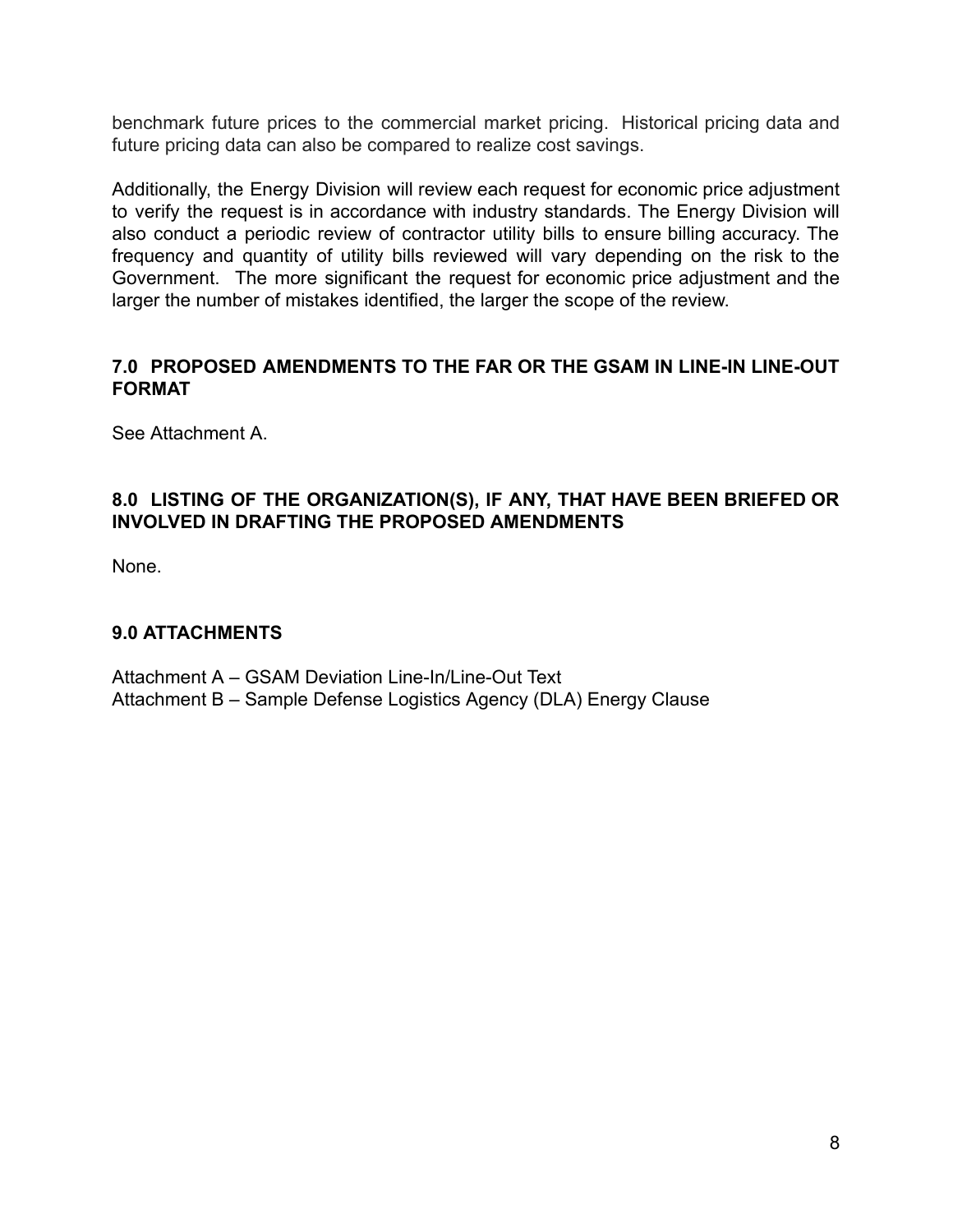benchmark future prices to the commercial market pricing. Historical pricing data and future pricing data can also be compared to realize cost savings.

Additionally, the Energy Division will review each request for economic price adjustment to verify the request is in accordance with industry standards. The Energy Division will also conduct a periodic review of contractor utility bills to ensure billing accuracy. The frequency and quantity of utility bills reviewed will vary depending on the risk to the Government. The more significant the request for economic price adjustment and the larger the number of mistakes identified, the larger the scope of the review.

## 7.0 PROPOSED AMENDMENTS TO THE FAR OR THE GSAM IN LINE-IN LINE-OUT FORMAT

See Attachment A.

## 8.0 LISTING OF THE ORGANIZATION(S), IF ANY, THAT HAVE BEEN BRIEFED OR INVOLVED IN DRAFTING THE PROPOSED AMENDMENTS

None.

## 9.0 ATTACHMENTS

Attachment A – GSAM Deviation Line-In/Line-Out Text
Attachment B – Sample Defense Logistics Agency (DLA) Energy Clause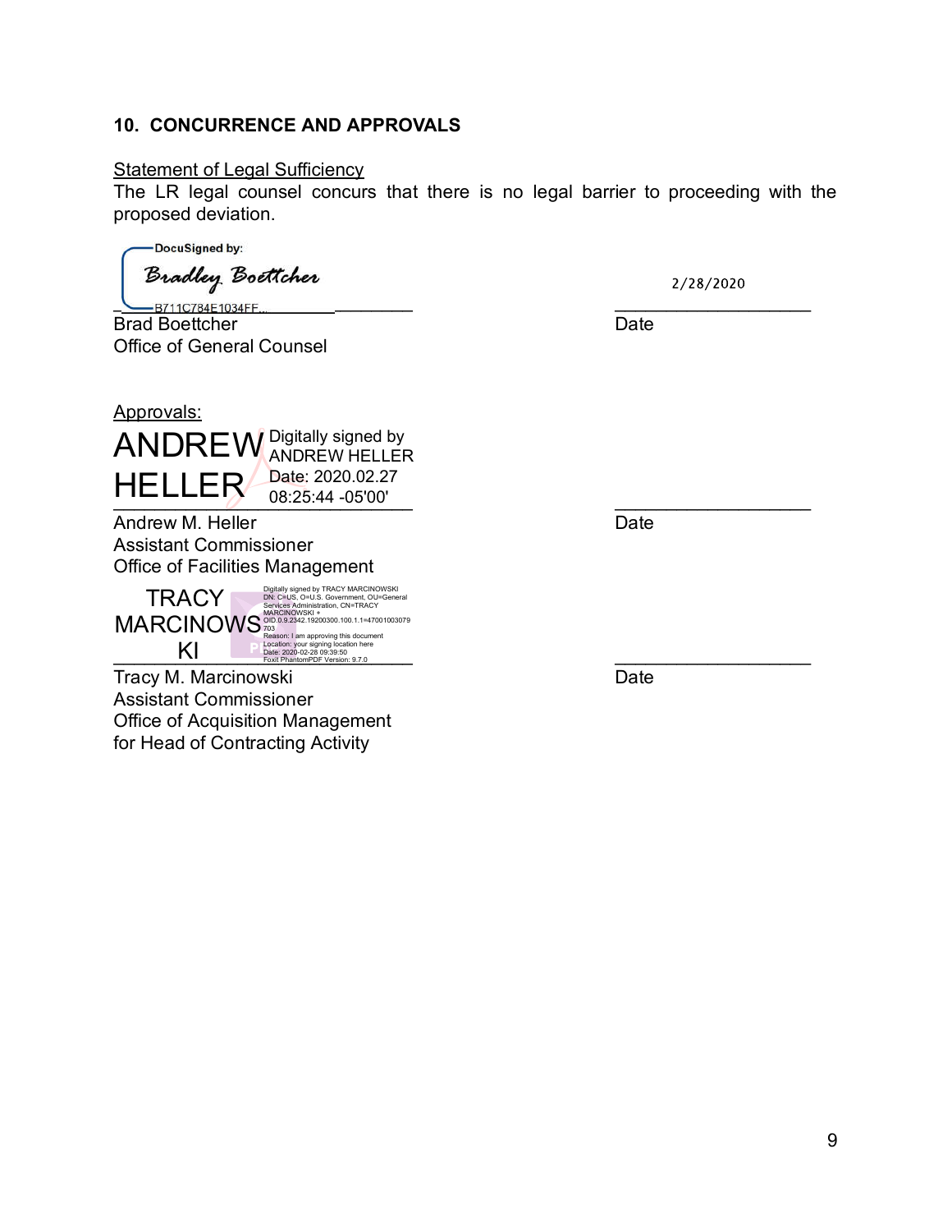## 10. CONCURRENCE AND APPROVALS

Statement of Legal Sufficiency

The LR legal counsel concurs that there is no legal barrier to proceeding with the proposed deviation.

DocuSigned by:
Bradley Boettcher
B711C784E1034FF...

2/28/2020

Brad Boettcher
Office of General Counsel

Date

Approvals:

ANDREW HELLER
Digitally signed by ANDREW HELLER
Date: 2020.02.27 08:25:44 -05'00'

Andrew M. Heller
Assistant Commissioner
Office of Facilities Management

Date

TRACY MARCINOWSKI
Digitally signed by TRACY MARCINOWSKI
DN: C=US, O=U.S. Government, OU=General Services Administration, CN=TRACY MARCINOWSKI + OID 0.9.2342.19200300.100.1.1=47001003079703
Reason: I am approving this document
Location: your signing location here
Date: 2020-02-28 09:39:50
Foxit PhantomPDF Version: 9.7.0

Tracy M. Marcinowski
Assistant Commissioner
Office of Acquisition Management
for Head of Contracting Activity

Date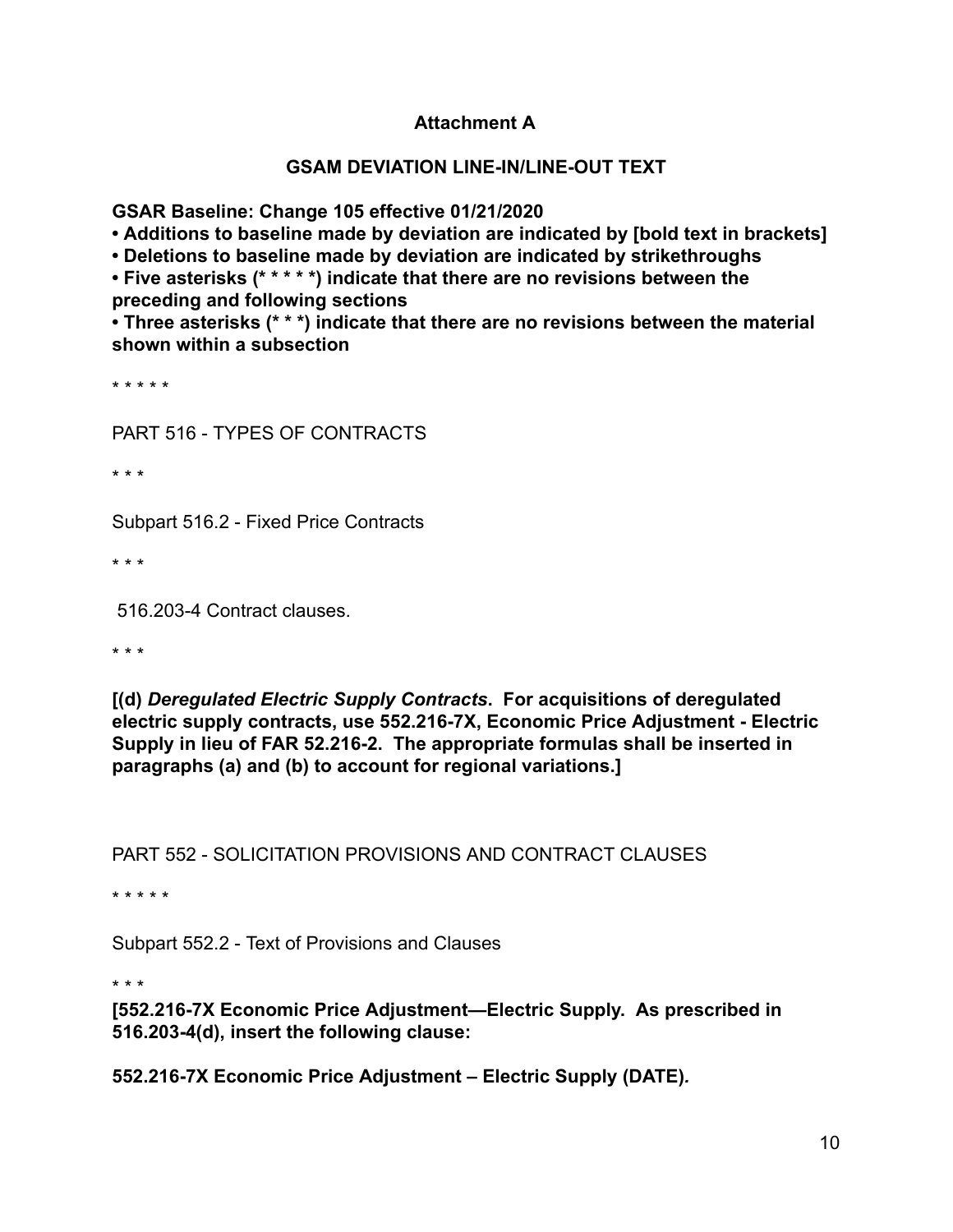**Attachment A**

**GSAM DEVIATION LINE-IN/LINE-OUT TEXT**

**GSAR Baseline: Change 105 effective 01/21/2020**

- **Additions to baseline made by deviation are indicated by [bold text in brackets]**
- **Deletions to baseline made by deviation are indicated by strikethroughs**
- **Five asterisks (* * * * *) indicate that there are no revisions between the preceding and following sections**
- **Three asterisks (* * *) indicate that there are no revisions between the material shown within a subsection**

* * * * *

PART 516 - TYPES OF CONTRACTS

* * *

Subpart 516.2 - Fixed Price Contracts

* * *

516.203-4 Contract clauses.

* * *

**[(d) *Deregulated Electric Supply Contracts*. For acquisitions of deregulated electric supply contracts, use 552.216-7X, Economic Price Adjustment - Electric Supply in lieu of FAR 52.216-2. The appropriate formulas shall be inserted in paragraphs (a) and (b) to account for regional variations.]**

PART 552 - SOLICITATION PROVISIONS AND CONTRACT CLAUSES

* * * * *

Subpart 552.2 - Text of Provisions and Clauses

* * *

**[552.216-7X Economic Price Adjustment—Electric Supply. As prescribed in 516.203-4(d), insert the following clause:**

**552.216-7X Economic Price Adjustment – Electric Supply (DATE).**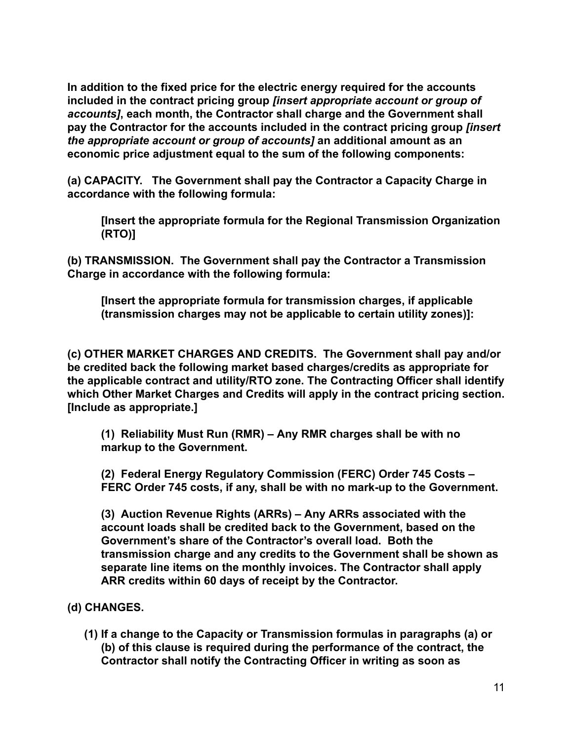**In addition to the fixed price for the electric energy required for the accounts included in the contract pricing group *[insert appropriate account or group of accounts]*, each month, the Contractor shall charge and the Government shall pay the Contractor for the accounts included in the contract pricing group *[insert the appropriate account or group of accounts]* an additional amount as an economic price adjustment equal to the sum of the following components:**

**(a) CAPACITY. The Government shall pay the Contractor a Capacity Charge in accordance with the following formula:**

> **[Insert the appropriate formula for the Regional Transmission Organization (RTO)]**

**(b) TRANSMISSION. The Government shall pay the Contractor a Transmission Charge in accordance with the following formula:**

> **[Insert the appropriate formula for transmission charges, if applicable (transmission charges may not be applicable to certain utility zones)]:**

**(c) OTHER MARKET CHARGES AND CREDITS. The Government shall pay and/or be credited back the following market based charges/credits as appropriate for the applicable contract and utility/RTO zone. The Contracting Officer shall identify which Other Market Charges and Credits will apply in the contract pricing section. [Include as appropriate.]**

> **(1) Reliability Must Run (RMR) – Any RMR charges shall be with no markup to the Government.**
>
> **(2) Federal Energy Regulatory Commission (FERC) Order 745 Costs – FERC Order 745 costs, if any, shall be with no mark-up to the Government.**
>
> **(3) Auction Revenue Rights (ARRs) – Any ARRs associated with the account loads shall be credited back to the Government, based on the Government's share of the Contractor's overall load. Both the transmission charge and any credits to the Government shall be shown as separate line items on the monthly invoices. The Contractor shall apply ARR credits within 60 days of receipt by the Contractor.**

**(d) CHANGES.**

> **(1) If a change to the Capacity or Transmission formulas in paragraphs (a) or (b) of this clause is required during the performance of the contract, the Contractor shall notify the Contracting Officer in writing as soon as**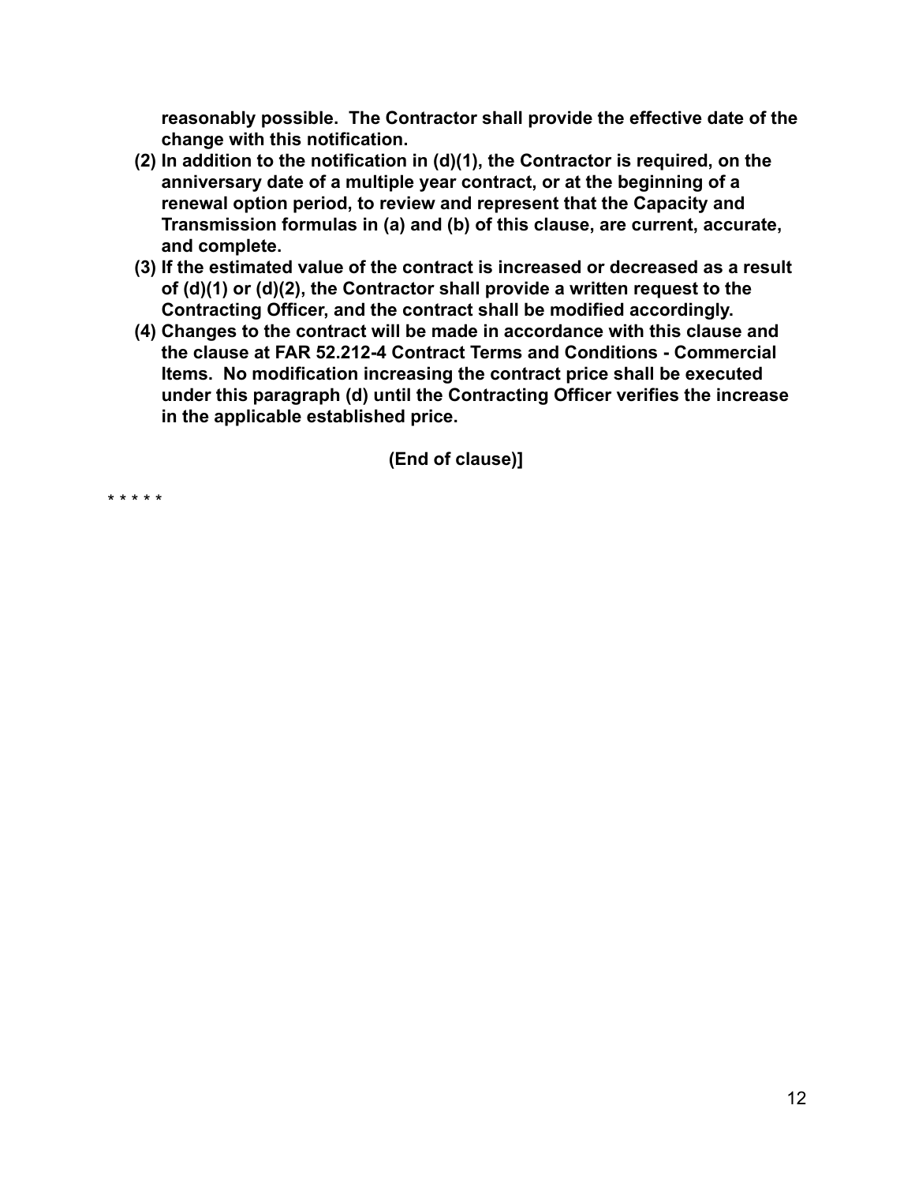**reasonably possible. The Contractor shall provide the effective date of the change with this notification.**

**(2) In addition to the notification in (d)(1), the Contractor is required, on the anniversary date of a multiple year contract, or at the beginning of a renewal option period, to review and represent that the Capacity and Transmission formulas in (a) and (b) of this clause, are current, accurate, and complete.**

**(3) If the estimated value of the contract is increased or decreased as a result of (d)(1) or (d)(2), the Contractor shall provide a written request to the Contracting Officer, and the contract shall be modified accordingly.**

**(4) Changes to the contract will be made in accordance with this clause and the clause at FAR 52.212-4 Contract Terms and Conditions - Commercial Items. No modification increasing the contract price shall be executed under this paragraph (d) until the Contracting Officer verifies the increase in the applicable established price.**

**(End of clause)]**

* * * * *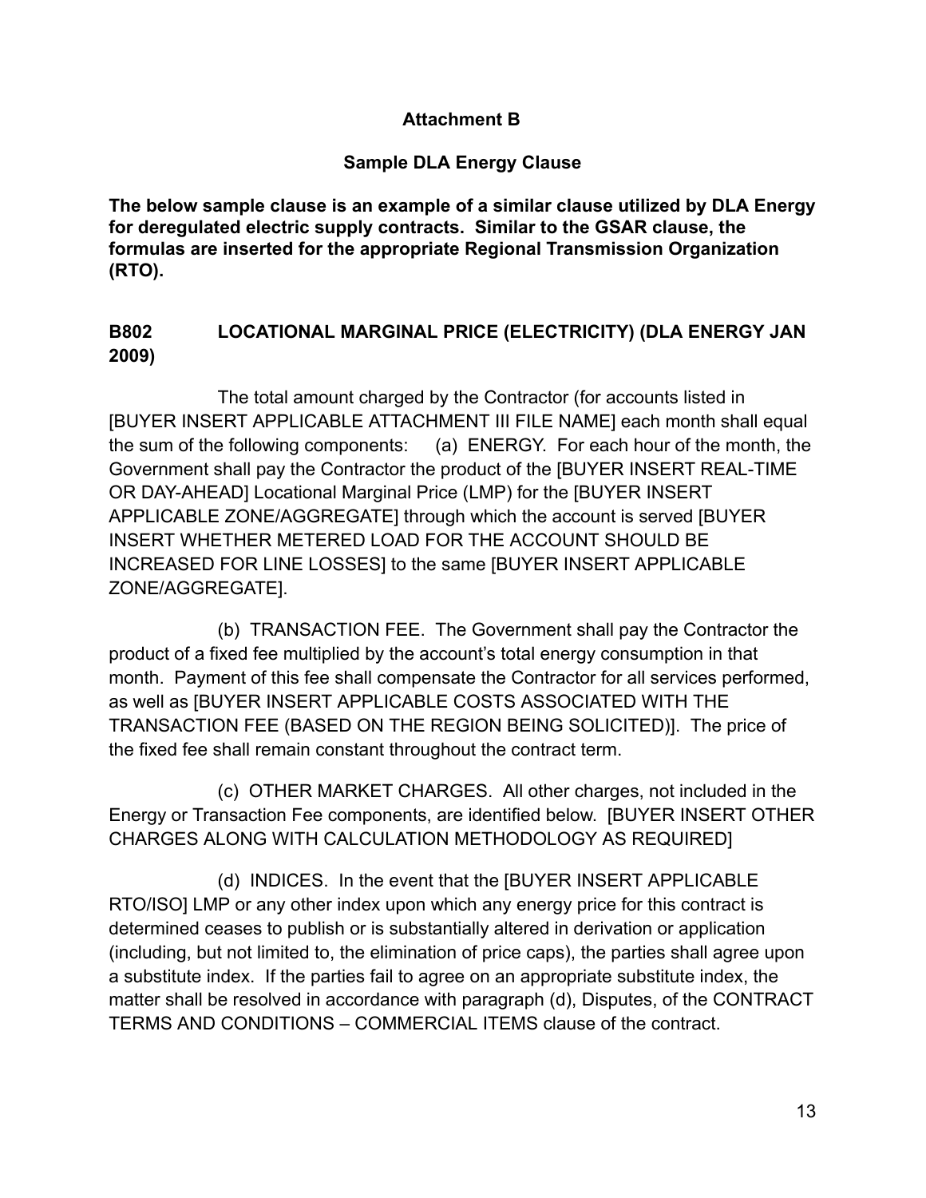## Attachment B

### Sample DLA Energy Clause

**The below sample clause is an example of a similar clause utilized by DLA Energy for deregulated electric supply contracts. Similar to the GSAR clause, the formulas are inserted for the appropriate Regional Transmission Organization (RTO).**

**B802 LOCATIONAL MARGINAL PRICE (ELECTRICITY) (DLA ENERGY JAN 2009)**

The total amount charged by the Contractor (for accounts listed in [BUYER INSERT APPLICABLE ATTACHMENT III FILE NAME] each month shall equal the sum of the following components: (a) ENERGY. For each hour of the month, the Government shall pay the Contractor the product of the [BUYER INSERT REAL-TIME OR DAY-AHEAD] Locational Marginal Price (LMP) for the [BUYER INSERT APPLICABLE ZONE/AGGREGATE] through which the account is served [BUYER INSERT WHETHER METERED LOAD FOR THE ACCOUNT SHOULD BE INCREASED FOR LINE LOSSES] to the same [BUYER INSERT APPLICABLE ZONE/AGGREGATE].

(b) TRANSACTION FEE. The Government shall pay the Contractor the product of a fixed fee multiplied by the account's total energy consumption in that month. Payment of this fee shall compensate the Contractor for all services performed, as well as [BUYER INSERT APPLICABLE COSTS ASSOCIATED WITH THE TRANSACTION FEE (BASED ON THE REGION BEING SOLICITED)]. The price of the fixed fee shall remain constant throughout the contract term.

(c) OTHER MARKET CHARGES. All other charges, not included in the Energy or Transaction Fee components, are identified below. [BUYER INSERT OTHER CHARGES ALONG WITH CALCULATION METHODOLOGY AS REQUIRED]

(d) INDICES. In the event that the [BUYER INSERT APPLICABLE RTO/ISO] LMP or any other index upon which any energy price for this contract is determined ceases to publish or is substantially altered in derivation or application (including, but not limited to, the elimination of price caps), the parties shall agree upon a substitute index. If the parties fail to agree on an appropriate substitute index, the matter shall be resolved in accordance with paragraph (d), Disputes, of the CONTRACT TERMS AND CONDITIONS – COMMERCIAL ITEMS clause of the contract.